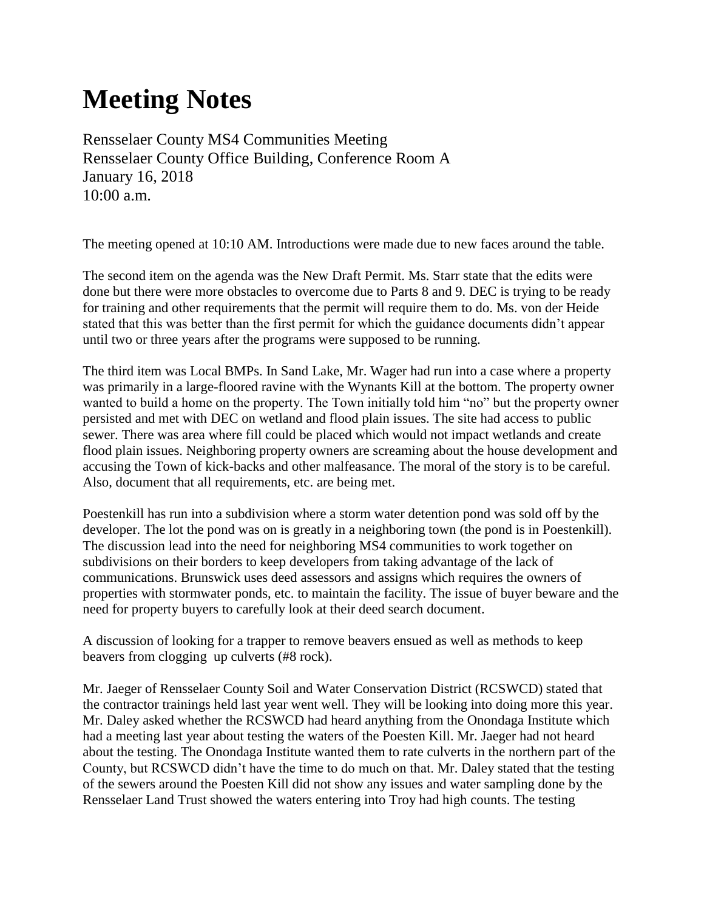# Meeting Notes

Rensselaer County MS4 Communities Meeting
Rensselaer County Office Building, Conference Room A
January 16, 2018
10:00 a.m.

The meeting opened at 10:10 AM. Introductions were made due to new faces around the table.

The second item on the agenda was the New Draft Permit. Ms. Starr state that the edits were done but there were more obstacles to overcome due to Parts 8 and 9. DEC is trying to be ready for training and other requirements that the permit will require them to do. Ms. von der Heide stated that this was better than the first permit for which the guidance documents didn't appear until two or three years after the programs were supposed to be running.

The third item was Local BMPs. In Sand Lake, Mr. Wager had run into a case where a property was primarily in a large-floored ravine with the Wynants Kill at the bottom. The property owner wanted to build a home on the property. The Town initially told him "no" but the property owner persisted and met with DEC on wetland and flood plain issues. The site had access to public sewer. There was area where fill could be placed which would not impact wetlands and create flood plain issues. Neighboring property owners are screaming about the house development and accusing the Town of kick-backs and other malfeasance. The moral of the story is to be careful. Also, document that all requirements, etc. are being met.

Poestenkill has run into a subdivision where a storm water detention pond was sold off by the developer. The lot the pond was on is greatly in a neighboring town (the pond is in Poestenkill). The discussion lead into the need for neighboring MS4 communities to work together on subdivisions on their borders to keep developers from taking advantage of the lack of communications. Brunswick uses deed assessors and assigns which requires the owners of properties with stormwater ponds, etc. to maintain the facility. The issue of buyer beware and the need for property buyers to carefully look at their deed search document.

A discussion of looking for a trapper to remove beavers ensued as well as methods to keep beavers from clogging up culverts (#8 rock).

Mr. Jaeger of Rensselaer County Soil and Water Conservation District (RCSWCD) stated that the contractor trainings held last year went well. They will be looking into doing more this year. Mr. Daley asked whether the RCSWCD had heard anything from the Onondaga Institute which had a meeting last year about testing the waters of the Poesten Kill. Mr. Jaeger had not heard about the testing. The Onondaga Institute wanted them to rate culverts in the northern part of the County, but RCSWCD didn't have the time to do much on that. Mr. Daley stated that the testing of the sewers around the Poesten Kill did not show any issues and water sampling done by the Rensselaer Land Trust showed the waters entering into Troy had high counts. The testing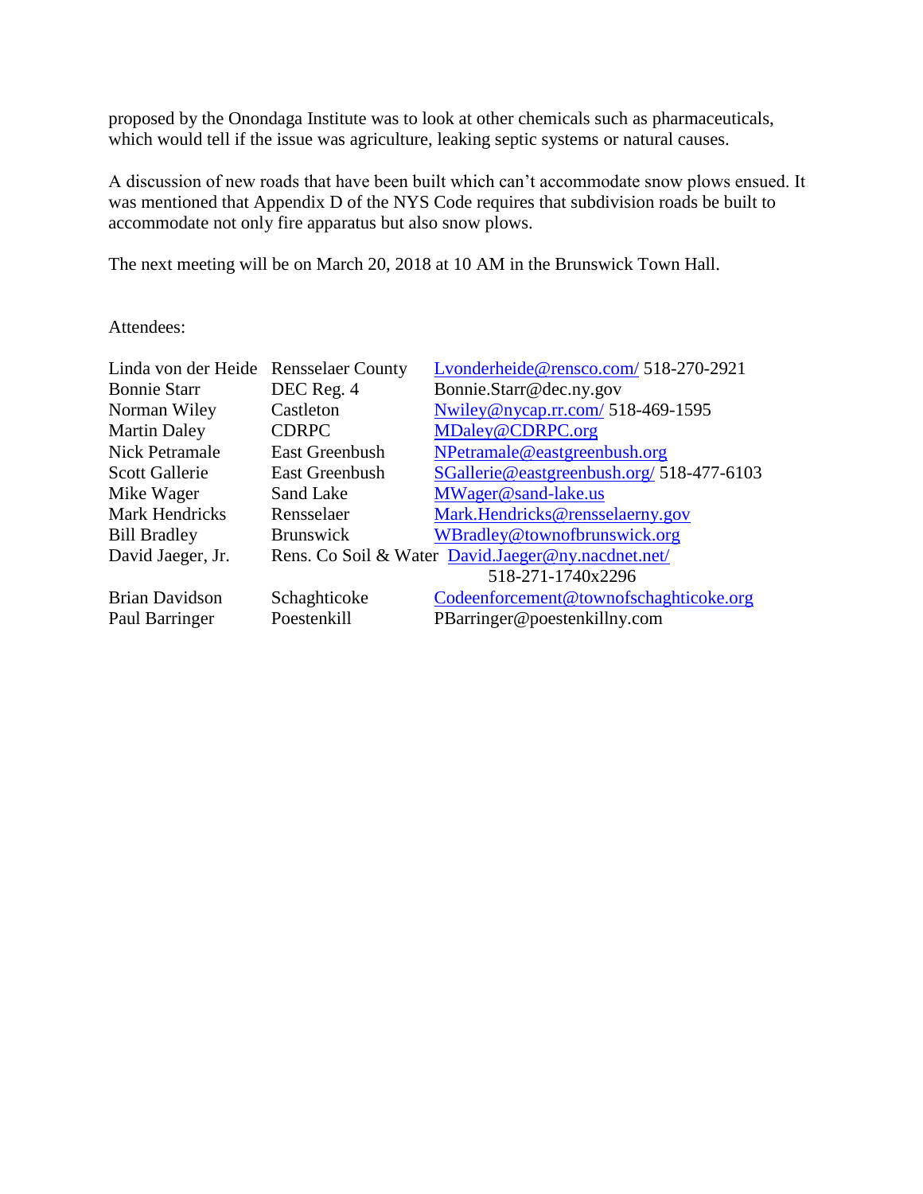proposed by the Onondaga Institute was to look at other chemicals such as pharmaceuticals, which would tell if the issue was agriculture, leaking septic systems or natural causes.

A discussion of new roads that have been built which can't accommodate snow plows ensued. It was mentioned that Appendix D of the NYS Code requires that subdivision roads be built to accommodate not only fire apparatus but also snow plows.

The next meeting will be on March 20, 2018 at 10 AM in the Brunswick Town Hall.

Attendees:

| | | |
|---|---|---|
| Linda von der Heide | Rensselaer County | Lvonderheide@rensco.com/ 518-270-2921 |
| Bonnie Starr | DEC Reg. 4 | Bonnie.Starr@dec.ny.gov |
| Norman Wiley | Castleton | Nwiley@nycap.rr.com/ 518-469-1595 |
| Martin Daley | CDRPC | MDaley@CDRPC.org |
| Nick Petramale | East Greenbush | NPetramale@eastgreenbush.org |
| Scott Gallerie | East Greenbush | SGallerie@eastgreenbush.org/ 518-477-6103 |
| Mike Wager | Sand Lake | MWager@sand-lake.us |
| Mark Hendricks | Rensselaer | Mark.Hendricks@rensselaerny.gov |
| Bill Bradley | Brunswick | WBradley@townofbrunswick.org |
| David Jaeger, Jr. | Rens. Co Soil & Water | David.Jaeger@ny.nacdnet.net/ 518-271-1740x2296 |
| Brian Davidson | Schaghticoke | Codeenforcement@townofschaghticoke.org |
| Paul Barringer | Poestenkill | PBarringer@poestenkillny.com |